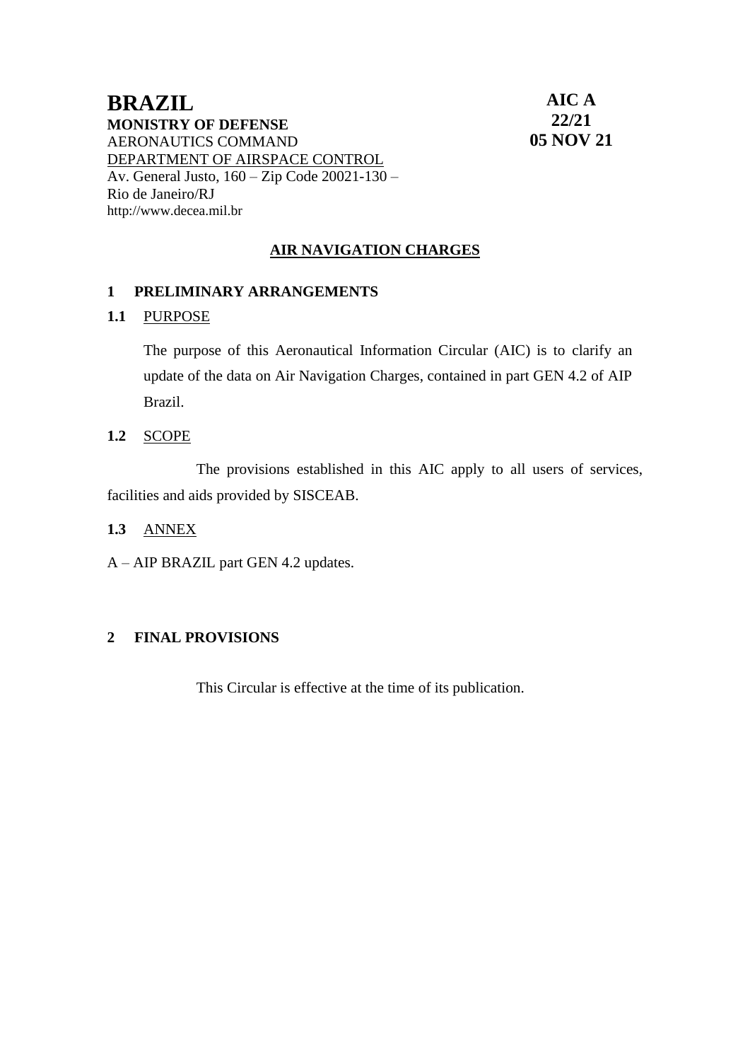# BRAZIL

**MINISTRY OF DEFENSE**
AERONAUTICS COMMAND
DEPARTMENT OF AIRSPACE CONTROL
Av. General Justo, 160 – Zip Code 20021-130 – Rio de Janeiro/RJ
http://www.decea.mil.br

**AIC A 22/21**
**05 NOV 21**

## AIR NAVIGATION CHARGES

## 1 PRELIMINARY ARRANGEMENTS

### 1.1 PURPOSE

The purpose of this Aeronautical Information Circular (AIC) is to clarify an update of the data on Air Navigation Charges, contained in part GEN 4.2 of AIP Brazil.

### 1.2 SCOPE

The provisions established in this AIC apply to all users of services, facilities and aids provided by SISCEAB.

### 1.3 ANNEX

A – AIP BRAZIL part GEN 4.2 updates.

## 2 FINAL PROVISIONS

This Circular is effective at the time of its publication.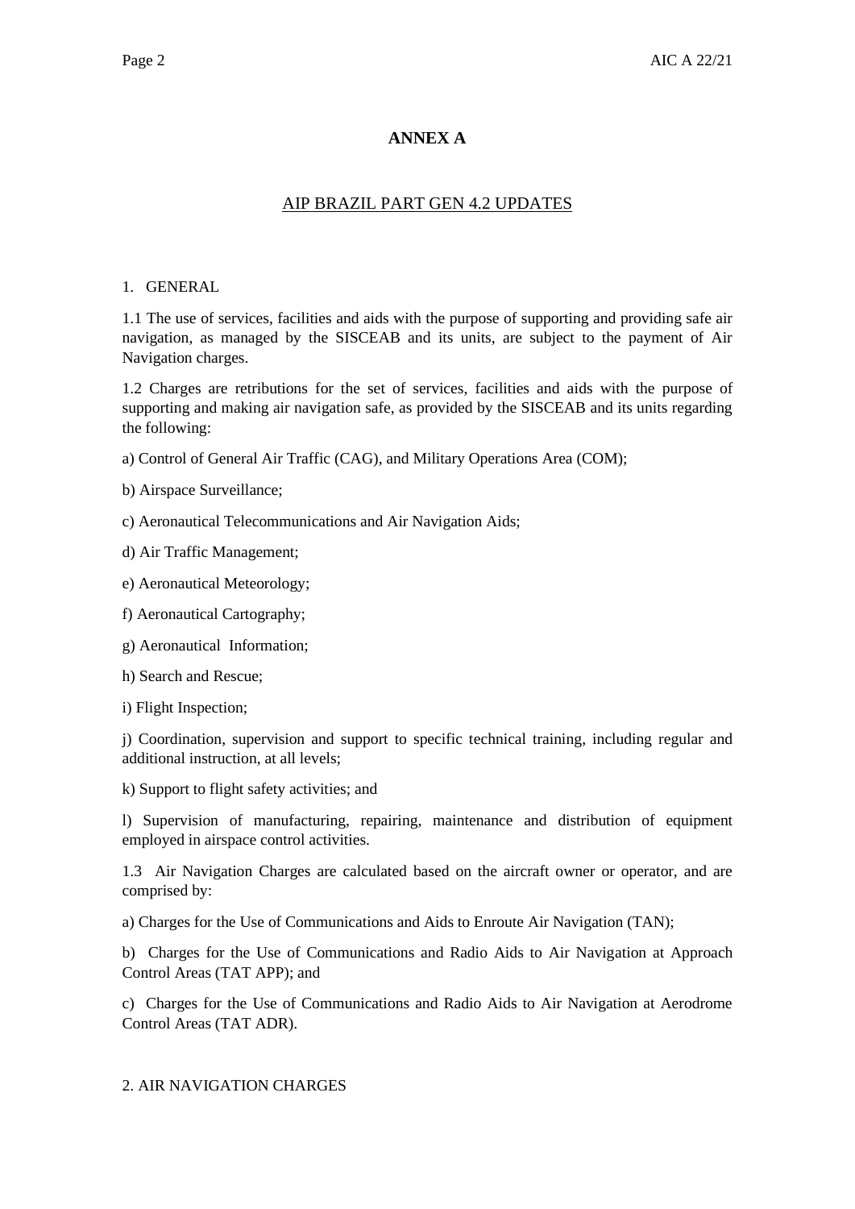# ANNEX A

## AIP BRAZIL PART GEN 4.2 UPDATES

1. GENERAL

1.1 The use of services, facilities and aids with the purpose of supporting and providing safe air navigation, as managed by the SISCEAB and its units, are subject to the payment of Air Navigation charges.

1.2 Charges are retributions for the set of services, facilities and aids with the purpose of supporting and making air navigation safe, as provided by the SISCEAB and its units regarding the following:

a) Control of General Air Traffic (CAG), and Military Operations Area (COM);

b) Airspace Surveillance;

c) Aeronautical Telecommunications and Air Navigation Aids;

d) Air Traffic Management;

e) Aeronautical Meteorology;

f) Aeronautical Cartography;

g) Aeronautical Information;

h) Search and Rescue;

i) Flight Inspection;

j) Coordination, supervision and support to specific technical training, including regular and additional instruction, at all levels;

k) Support to flight safety activities; and

l) Supervision of manufacturing, repairing, maintenance and distribution of equipment employed in airspace control activities.

1.3 Air Navigation Charges are calculated based on the aircraft owner or operator, and are comprised by:

a) Charges for the Use of Communications and Aids to Enroute Air Navigation (TAN);

b) Charges for the Use of Communications and Radio Aids to Air Navigation at Approach Control Areas (TAT APP); and

c) Charges for the Use of Communications and Radio Aids to Air Navigation at Aerodrome Control Areas (TAT ADR).

2. AIR NAVIGATION CHARGES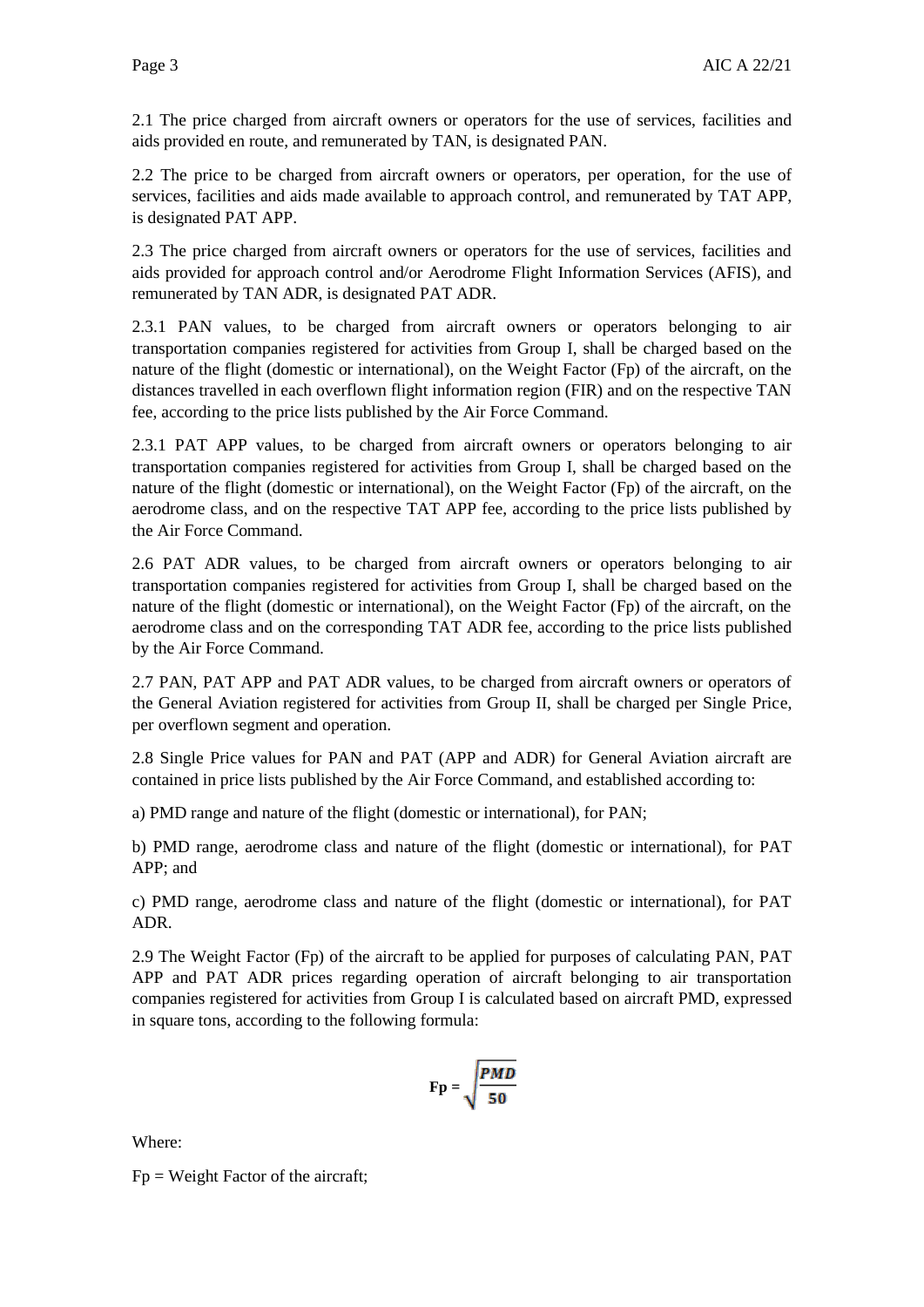2.1 The price charged from aircraft owners or operators for the use of services, facilities and aids provided en route, and remunerated by TAN, is designated PAN.

2.2 The price to be charged from aircraft owners or operators, per operation, for the use of services, facilities and aids made available to approach control, and remunerated by TAT APP, is designated PAT APP.

2.3 The price charged from aircraft owners or operators for the use of services, facilities and aids provided for approach control and/or Aerodrome Flight Information Services (AFIS), and remunerated by TAN ADR, is designated PAT ADR.

2.3.1 PAN values, to be charged from aircraft owners or operators belonging to air transportation companies registered for activities from Group I, shall be charged based on the nature of the flight (domestic or international), on the Weight Factor (Fp) of the aircraft, on the distances travelled in each overflown flight information region (FIR) and on the respective TAN fee, according to the price lists published by the Air Force Command.

2.3.1 PAT APP values, to be charged from aircraft owners or operators belonging to air transportation companies registered for activities from Group I, shall be charged based on the nature of the flight (domestic or international), on the Weight Factor (Fp) of the aircraft, on the aerodrome class, and on the respective TAT APP fee, according to the price lists published by the Air Force Command.

2.6 PAT ADR values, to be charged from aircraft owners or operators belonging to air transportation companies registered for activities from Group I, shall be charged based on the nature of the flight (domestic or international), on the Weight Factor (Fp) of the aircraft, on the aerodrome class and on the corresponding TAT ADR fee, according to the price lists published by the Air Force Command.

2.7 PAN, PAT APP and PAT ADR values, to be charged from aircraft owners or operators of the General Aviation registered for activities from Group II, shall be charged per Single Price, per overflown segment and operation.

2.8 Single Price values for PAN and PAT (APP and ADR) for General Aviation aircraft are contained in price lists published by the Air Force Command, and established according to:

a) PMD range and nature of the flight (domestic or international), for PAN;

b) PMD range, aerodrome class and nature of the flight (domestic or international), for PAT APP; and

c) PMD range, aerodrome class and nature of the flight (domestic or international), for PAT ADR.

2.9 The Weight Factor (Fp) of the aircraft to be applied for purposes of calculating PAN, PAT APP and PAT ADR prices regarding operation of aircraft belonging to air transportation companies registered for activities from Group I is calculated based on aircraft PMD, expressed in square tons, according to the following formula:

$$\mathbf{Fp} = \sqrt{\frac{PMD}{50}}$$

Where:

Fp = Weight Factor of the aircraft;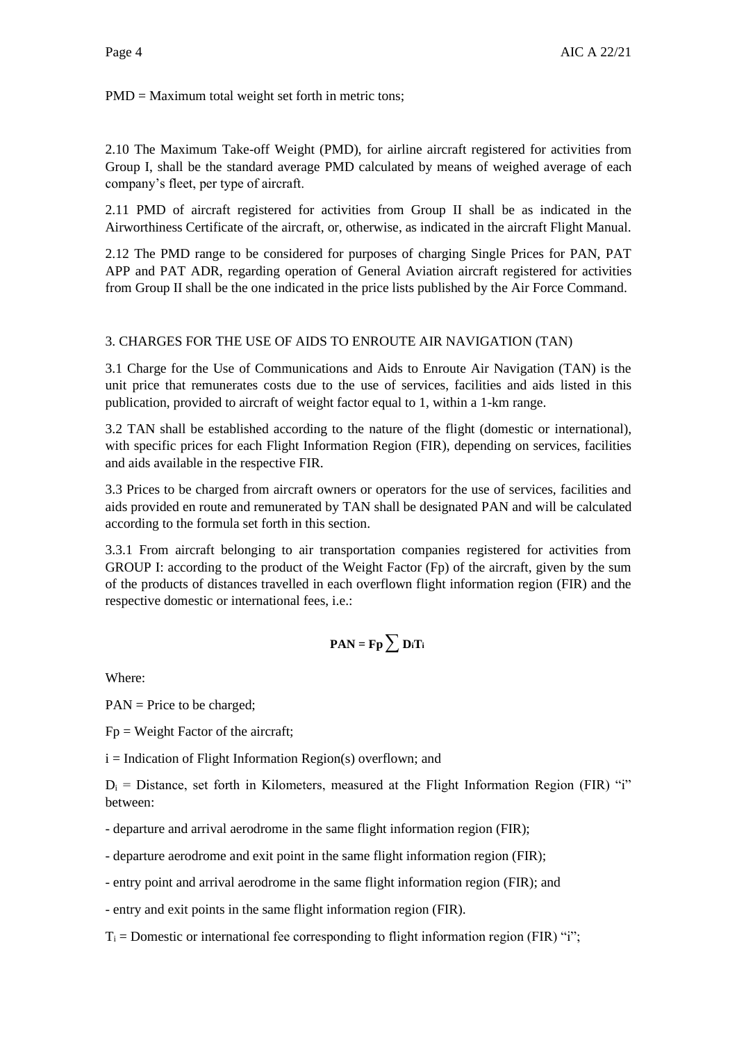PMD = Maximum total weight set forth in metric tons;

2.10 The Maximum Take-off Weight (PMD), for airline aircraft registered for activities from Group I, shall be the standard average PMD calculated by means of weighed average of each company's fleet, per type of aircraft.

2.11 PMD of aircraft registered for activities from Group II shall be as indicated in the Airworthiness Certificate of the aircraft, or, otherwise, as indicated in the aircraft Flight Manual.

2.12 The PMD range to be considered for purposes of charging Single Prices for PAN, PAT APP and PAT ADR, regarding operation of General Aviation aircraft registered for activities from Group II shall be the one indicated in the price lists published by the Air Force Command.

## 3. CHARGES FOR THE USE OF AIDS TO ENROUTE AIR NAVIGATION (TAN)

3.1 Charge for the Use of Communications and Aids to Enroute Air Navigation (TAN) is the unit price that remunerates costs due to the use of services, facilities and aids listed in this publication, provided to aircraft of weight factor equal to 1, within a 1-km range.

3.2 TAN shall be established according to the nature of the flight (domestic or international), with specific prices for each Flight Information Region (FIR), depending on services, facilities and aids available in the respective FIR.

3.3 Prices to be charged from aircraft owners or operators for the use of services, facilities and aids provided en route and remunerated by TAN shall be designated PAN and will be calculated according to the formula set forth in this section.

3.3.1 From aircraft belonging to air transportation companies registered for activities from GROUP I: according to the product of the Weight Factor (Fp) of the aircraft, given by the sum of the products of distances travelled in each overflown flight information region (FIR) and the respective domestic or international fees, i.e.:

$$\mathbf{PAN = Fp \sum D_i T_i}$$

Where:

PAN = Price to be charged;

Fp = Weight Factor of the aircraft;

i = Indication of Flight Information Region(s) overflown; and

$D_i$ = Distance, set forth in Kilometers, measured at the Flight Information Region (FIR) "i" between:

- departure and arrival aerodrome in the same flight information region (FIR);
- departure aerodrome and exit point in the same flight information region (FIR);
- entry point and arrival aerodrome in the same flight information region (FIR); and
- entry and exit points in the same flight information region (FIR).

$T_i$ = Domestic or international fee corresponding to flight information region (FIR) "i";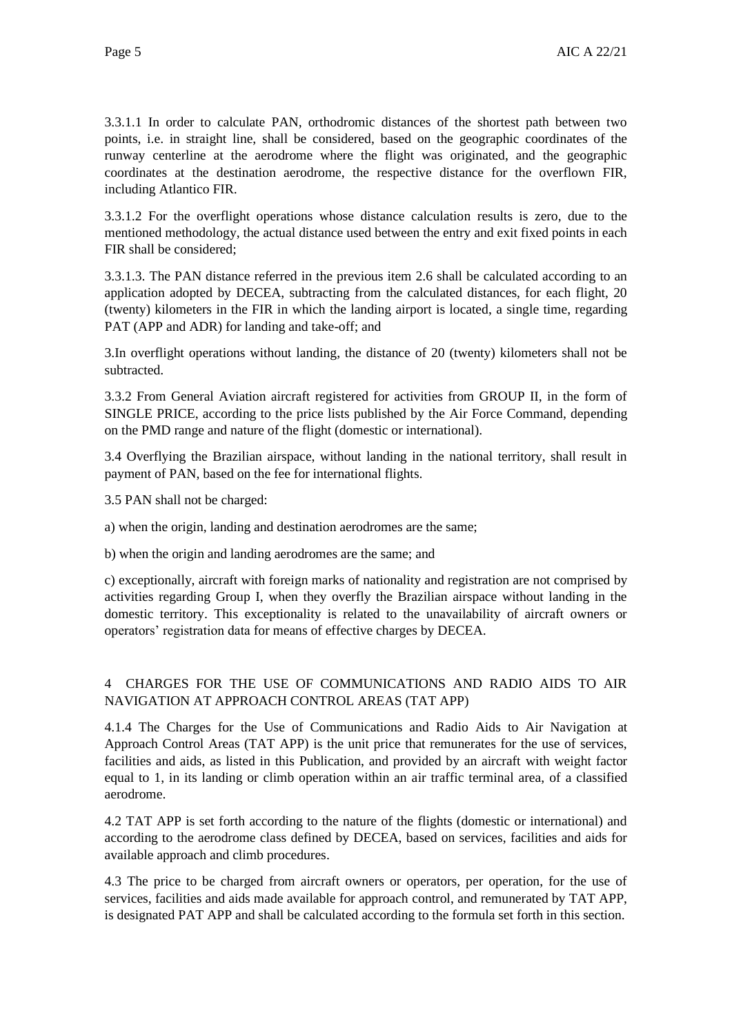3.3.1.1 In order to calculate PAN, orthodromic distances of the shortest path between two points, i.e. in straight line, shall be considered, based on the geographic coordinates of the runway centerline at the aerodrome where the flight was originated, and the geographic coordinates at the destination aerodrome, the respective distance for the overflown FIR, including Atlantico FIR.

3.3.1.2 For the overflight operations whose distance calculation results is zero, due to the mentioned methodology, the actual distance used between the entry and exit fixed points in each FIR shall be considered;

3.3.1.3. The PAN distance referred in the previous item 2.6 shall be calculated according to an application adopted by DECEA, subtracting from the calculated distances, for each flight, 20 (twenty) kilometers in the FIR in which the landing airport is located, a single time, regarding PAT (APP and ADR) for landing and take-off; and

3.In overflight operations without landing, the distance of 20 (twenty) kilometers shall not be subtracted.

3.3.2 From General Aviation aircraft registered for activities from GROUP II, in the form of SINGLE PRICE, according to the price lists published by the Air Force Command, depending on the PMD range and nature of the flight (domestic or international).

3.4 Overflying the Brazilian airspace, without landing in the national territory, shall result in payment of PAN, based on the fee for international flights.

3.5 PAN shall not be charged:

a) when the origin, landing and destination aerodromes are the same;

b) when the origin and landing aerodromes are the same; and

c) exceptionally, aircraft with foreign marks of nationality and registration are not comprised by activities regarding Group I, when they overfly the Brazilian airspace without landing in the domestic territory. This exceptionality is related to the unavailability of aircraft owners or operators' registration data for means of effective charges by DECEA.

## 4 CHARGES FOR THE USE OF COMMUNICATIONS AND RADIO AIDS TO AIR NAVIGATION AT APPROACH CONTROL AREAS (TAT APP)

4.1.4 The Charges for the Use of Communications and Radio Aids to Air Navigation at Approach Control Areas (TAT APP) is the unit price that remunerates for the use of services, facilities and aids, as listed in this Publication, and provided by an aircraft with weight factor equal to 1, in its landing or climb operation within an air traffic terminal area, of a classified aerodrome.

4.2 TAT APP is set forth according to the nature of the flights (domestic or international) and according to the aerodrome class defined by DECEA, based on services, facilities and aids for available approach and climb procedures.

4.3 The price to be charged from aircraft owners or operators, per operation, for the use of services, facilities and aids made available for approach control, and remunerated by TAT APP, is designated PAT APP and shall be calculated according to the formula set forth in this section.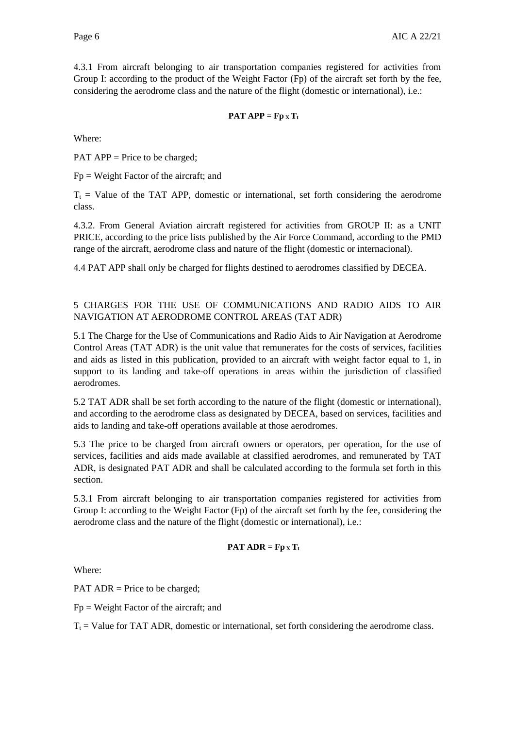4.3.1 From aircraft belonging to air transportation companies registered for activities from Group I: according to the product of the Weight Factor (Fp) of the aircraft set forth by the fee, considering the aerodrome class and the nature of the flight (domestic or international), i.e.:

$$\textbf{PAT APP} = \textbf{Fp} \times \textbf{T}_t$$

Where:

PAT APP = Price to be charged;

Fp = Weight Factor of the aircraft; and

$T_t$ = Value of the TAT APP, domestic or international, set forth considering the aerodrome class.

4.3.2. From General Aviation aircraft registered for activities from GROUP II: as a UNIT PRICE, according to the price lists published by the Air Force Command, according to the PMD range of the aircraft, aerodrome class and nature of the flight (domestic or internacional).

4.4 PAT APP shall only be charged for flights destined to aerodromes classified by DECEA.

## 5 CHARGES FOR THE USE OF COMMUNICATIONS AND RADIO AIDS TO AIR NAVIGATION AT AERODROME CONTROL AREAS (TAT ADR)

5.1 The Charge for the Use of Communications and Radio Aids to Air Navigation at Aerodrome Control Areas (TAT ADR) is the unit value that remunerates for the costs of services, facilities and aids as listed in this publication, provided to an aircraft with weight factor equal to 1, in support to its landing and take-off operations in areas within the jurisdiction of classified aerodromes.

5.2 TAT ADR shall be set forth according to the nature of the flight (domestic or international), and according to the aerodrome class as designated by DECEA, based on services, facilities and aids to landing and take-off operations available at those aerodromes.

5.3 The price to be charged from aircraft owners or operators, per operation, for the use of services, facilities and aids made available at classified aerodromes, and remunerated by TAT ADR, is designated PAT ADR and shall be calculated according to the formula set forth in this section.

5.3.1 From aircraft belonging to air transportation companies registered for activities from Group I: according to the Weight Factor (Fp) of the aircraft set forth by the fee, considering the aerodrome class and the nature of the flight (domestic or international), i.e.:

$$\textbf{PAT ADR} = \textbf{Fp} \times \textbf{T}_t$$

Where:

PAT ADR = Price to be charged;

Fp = Weight Factor of the aircraft; and

$T_t$ = Value for TAT ADR, domestic or international, set forth considering the aerodrome class.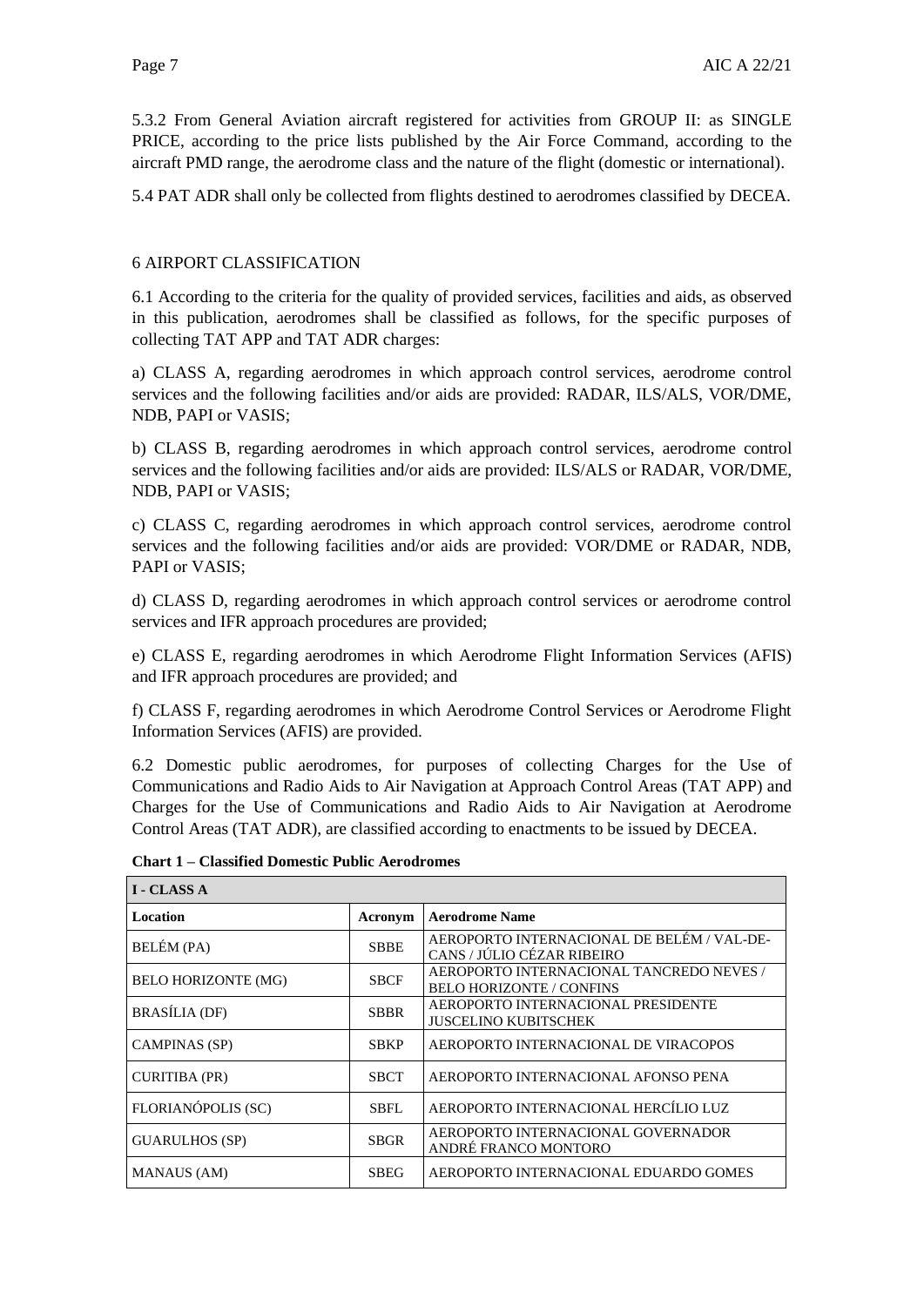5.3.2 From General Aviation aircraft registered for activities from GROUP II: as SINGLE PRICE, according to the price lists published by the Air Force Command, according to the aircraft PMD range, the aerodrome class and the nature of the flight (domestic or international).

5.4 PAT ADR shall only be collected from flights destined to aerodromes classified by DECEA.

## 6 AIRPORT CLASSIFICATION

6.1 According to the criteria for the quality of provided services, facilities and aids, as observed in this publication, aerodromes shall be classified as follows, for the specific purposes of collecting TAT APP and TAT ADR charges:

a) CLASS A, regarding aerodromes in which approach control services, aerodrome control services and the following facilities and/or aids are provided: RADAR, ILS/ALS, VOR/DME, NDB, PAPI or VASIS;

b) CLASS B, regarding aerodromes in which approach control services, aerodrome control services and the following facilities and/or aids are provided: ILS/ALS or RADAR, VOR/DME, NDB, PAPI or VASIS;

c) CLASS C, regarding aerodromes in which approach control services, aerodrome control services and the following facilities and/or aids are provided: VOR/DME or RADAR, NDB, PAPI or VASIS;

d) CLASS D, regarding aerodromes in which approach control services or aerodrome control services and IFR approach procedures are provided;

e) CLASS E, regarding aerodromes in which Aerodrome Flight Information Services (AFIS) and IFR approach procedures are provided; and

f) CLASS F, regarding aerodromes in which Aerodrome Control Services or Aerodrome Flight Information Services (AFIS) are provided.

6.2 Domestic public aerodromes, for purposes of collecting Charges for the Use of Communications and Radio Aids to Air Navigation at Approach Control Areas (TAT APP) and Charges for the Use of Communications and Radio Aids to Air Navigation at Aerodrome Control Areas (TAT ADR), are classified according to enactments to be issued by DECEA.

**Chart 1 – Classified Domestic Public Aerodromes**

| I - CLASS A | | |
|---|---|---|
| **Location** | **Acronym** | **Aerodrome Name** |
| BELÉM (PA) | SBBE | AEROPORTO INTERNACIONAL DE BELÉM / VAL-DE-CANS / JÚLIO CÉZAR RIBEIRO |
| BELO HORIZONTE (MG) | SBCF | AEROPORTO INTERNACIONAL TANCREDO NEVES / BELO HORIZONTE / CONFINS |
| BRASÍLIA (DF) | SBBR | AEROPORTO INTERNACIONAL PRESIDENTE JUSCELINO KUBITSCHEK |
| CAMPINAS (SP) | SBKP | AEROPORTO INTERNACIONAL DE VIRACOPOS |
| CURITIBA (PR) | SBCT | AEROPORTO INTERNACIONAL AFONSO PENA |
| FLORIANÓPOLIS (SC) | SBFL | AEROPORTO INTERNACIONAL HERCÍLIO LUZ |
| GUARULHOS (SP) | SBGR | AEROPORTO INTERNACIONAL GOVERNADOR ANDRÉ FRANCO MONTORO |
| MANAUS (AM) | SBEG | AEROPORTO INTERNACIONAL EDUARDO GOMES |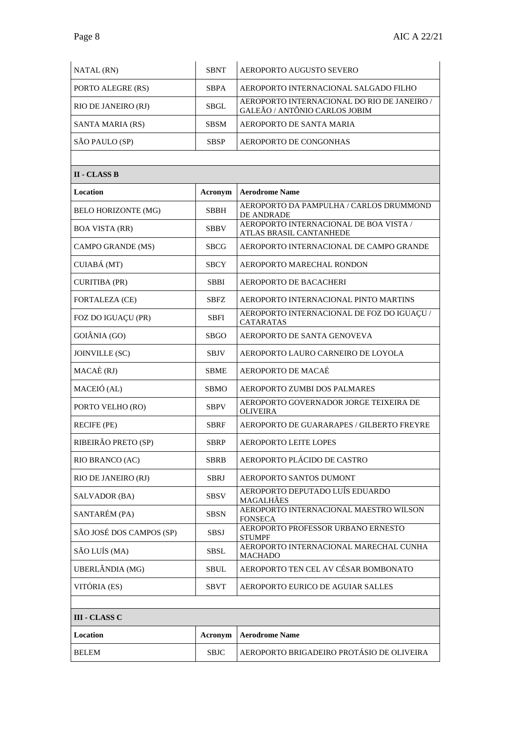| | | |
|---|---|---|
| NATAL (RN) | SBNT | AEROPORTO AUGUSTO SEVERO |
| PORTO ALEGRE (RS) | SBPA | AEROPORTO INTERNACIONAL SALGADO FILHO |
| RIO DE JANEIRO (RJ) | SBGL | AEROPORTO INTERNACIONAL DO RIO DE JANEIRO / GALEÃO / ANTÔNIO CARLOS JOBIM |
| SANTA MARIA (RS) | SBSM | AEROPORTO DE SANTA MARIA |
| SÃO PAULO (SP) | SBSP | AEROPORTO DE CONGONHAS |

**II - CLASS B**

| **Location** | **Acronym** | **Aerodrome Name** |
|---|---|---|
| BELO HORIZONTE (MG) | SBBH | AEROPORTO DA PAMPULHA / CARLOS DRUMMOND DE ANDRADE |
| BOA VISTA (RR) | SBBV | AEROPORTO INTERNACIONAL DE BOA VISTA / ATLAS BRASIL CANTANHEDE |
| CAMPO GRANDE (MS) | SBCG | AEROPORTO INTERNACIONAL DE CAMPO GRANDE |
| CUIABÁ (MT) | SBCY | AEROPORTO MARECHAL RONDON |
| CURITIBA (PR) | SBBI | AEROPORTO DE BACACHERI |
| FORTALEZA (CE) | SBFZ | AEROPORTO INTERNACIONAL PINTO MARTINS |
| FOZ DO IGUAÇU (PR) | SBFI | AEROPORTO INTERNACIONAL DE FOZ DO IGUAÇU / CATARATAS |
| GOIÂNIA (GO) | SBGO | AEROPORTO DE SANTA GENOVEVA |
| JOINVILLE (SC) | SBJV | AEROPORTO LAURO CARNEIRO DE LOYOLA |
| MACAÉ (RJ) | SBME | AEROPORTO DE MACAÉ |
| MACEIÓ (AL) | SBMO | AEROPORTO ZUMBI DOS PALMARES |
| PORTO VELHO (RO) | SBPV | AEROPORTO GOVERNADOR JORGE TEIXEIRA DE OLIVEIRA |
| RECIFE (PE) | SBRF | AEROPORTO DE GUARARAPES / GILBERTO FREYRE |
| RIBEIRÃO PRETO (SP) | SBRP | AEROPORTO LEITE LOPES |
| RIO BRANCO (AC) | SBRB | AEROPORTO PLÁCIDO DE CASTRO |
| RIO DE JANEIRO (RJ) | SBRJ | AEROPORTO SANTOS DUMONT |
| SALVADOR (BA) | SBSV | AEROPORTO DEPUTADO LUÍS EDUARDO MAGALHÃES |
| SANTARÉM (PA) | SBSN | AEROPORTO INTERNACIONAL MAESTRO WILSON FONSECA |
| SÃO JOSÉ DOS CAMPOS (SP) | SBSJ | AEROPORTO PROFESSOR URBANO ERNESTO STUMPF |
| SÃO LUÍS (MA) | SBSL | AEROPORTO INTERNACIONAL MARECHAL CUNHA MACHADO |
| UBERLÂNDIA (MG) | SBUL | AEROPORTO TEN CEL AV CÉSAR BOMBONATO |
| VITÓRIA (ES) | SBVT | AEROPORTO EURICO DE AGUIAR SALLES |

**III - CLASS C**

| **Location** | **Acronym** | **Aerodrome Name** |
|---|---|---|
| BELEM | SBJC | AEROPORTO BRIGADEIRO PROTÁSIO DE OLIVEIRA |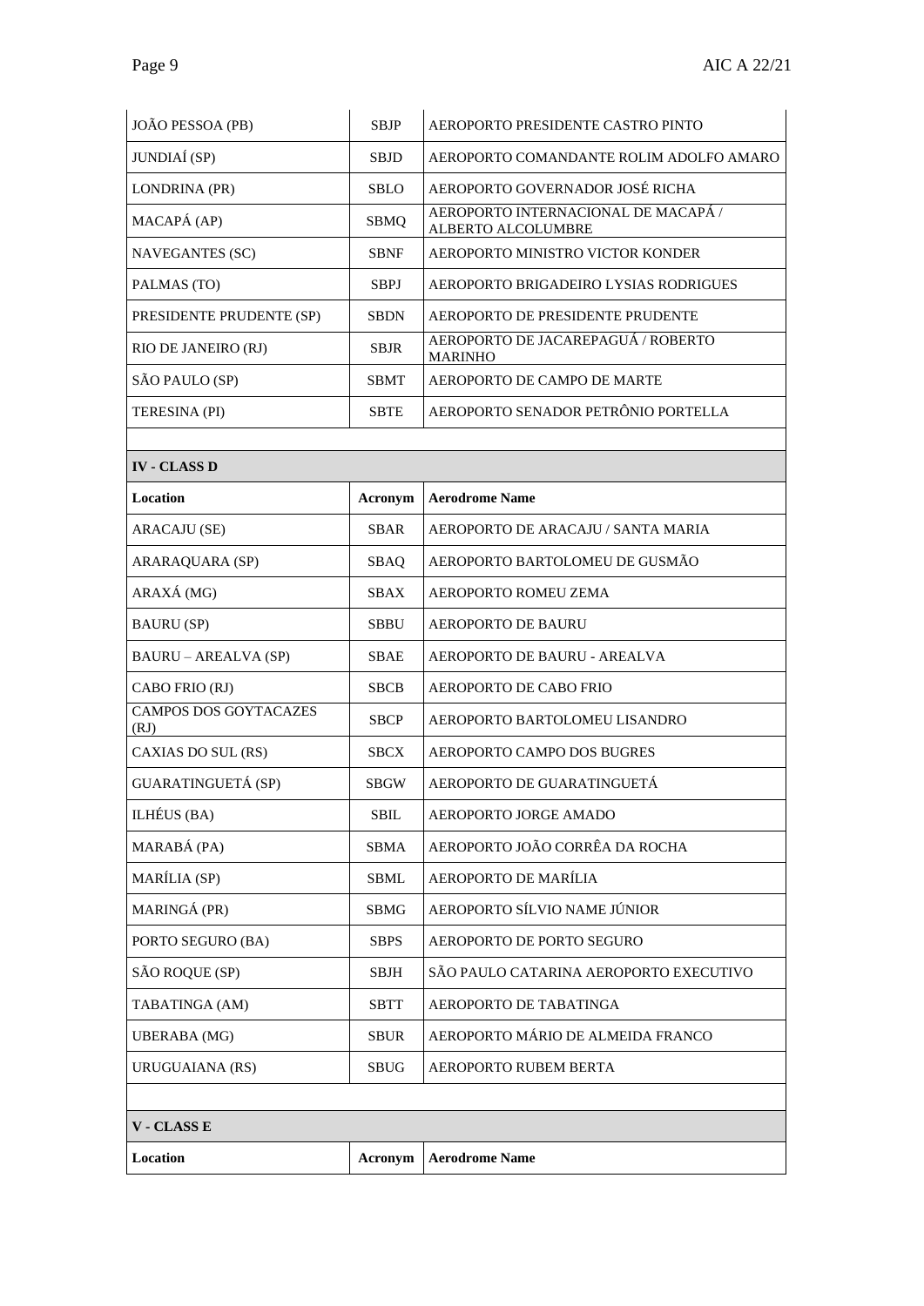| | | |
|---|---|---|
| JOÃO PESSOA (PB) | SBJP | AEROPORTO PRESIDENTE CASTRO PINTO |
| JUNDIAÍ (SP) | SBJD | AEROPORTO COMANDANTE ROLIM ADOLFO AMARO |
| LONDRINA (PR) | SBLO | AEROPORTO GOVERNADOR JOSÉ RICHA |
| MACAPÁ (AP) | SBMQ | AEROPORTO INTERNACIONAL DE MACAPÁ / ALBERTO ALCOLUMBRE |
| NAVEGANTES (SC) | SBNF | AEROPORTO MINISTRO VICTOR KONDER |
| PALMAS (TO) | SBPJ | AEROPORTO BRIGADEIRO LYSIAS RODRIGUES |
| PRESIDENTE PRUDENTE (SP) | SBDN | AEROPORTO DE PRESIDENTE PRUDENTE |
| RIO DE JANEIRO (RJ) | SBJR | AEROPORTO DE JACAREPAGUÁ / ROBERTO MARINHO |
| SÃO PAULO (SP) | SBMT | AEROPORTO DE CAMPO DE MARTE |
| TERESINA (PI) | SBTE | AEROPORTO SENADOR PETRÔNIO PORTELLA |

**IV - CLASS D**

| Location | Acronym | Aerodrome Name |
|---|---|---|
| ARACAJU (SE) | SBAR | AEROPORTO DE ARACAJU / SANTA MARIA |
| ARARAQUARA (SP) | SBAQ | AEROPORTO BARTOLOMEU DE GUSMÃO |
| ARAXÁ (MG) | SBAX | AEROPORTO ROMEU ZEMA |
| BAURU (SP) | SBBU | AEROPORTO DE BAURU |
| BAURU – AREALVA (SP) | SBAE | AEROPORTO DE BAURU - AREALVA |
| CABO FRIO (RJ) | SBCB | AEROPORTO DE CABO FRIO |
| CAMPOS DOS GOYTACAZES (RJ) | SBCP | AEROPORTO BARTOLOMEU LISANDRO |
| CAXIAS DO SUL (RS) | SBCX | AEROPORTO CAMPO DOS BUGRES |
| GUARATINGUETÁ (SP) | SBGW | AEROPORTO DE GUARATINGUETÁ |
| ILHÉUS (BA) | SBIL | AEROPORTO JORGE AMADO |
| MARABÁ (PA) | SBMA | AEROPORTO JOÃO CORRÊA DA ROCHA |
| MARÍLIA (SP) | SBML | AEROPORTO DE MARÍLIA |
| MARINGÁ (PR) | SBMG | AEROPORTO SÍLVIO NAME JÚNIOR |
| PORTO SEGURO (BA) | SBPS | AEROPORTO DE PORTO SEGURO |
| SÃO ROQUE (SP) | SBJH | SÃO PAULO CATARINA AEROPORTO EXECUTIVO |
| TABATINGA (AM) | SBTT | AEROPORTO DE TABATINGA |
| UBERABA (MG) | SBUR | AEROPORTO MÁRIO DE ALMEIDA FRANCO |
| URUGUAIANA (RS) | SBUG | AEROPORTO RUBEM BERTA |

**V - CLASS E**

| Location | Acronym | Aerodrome Name |
|---|---|---|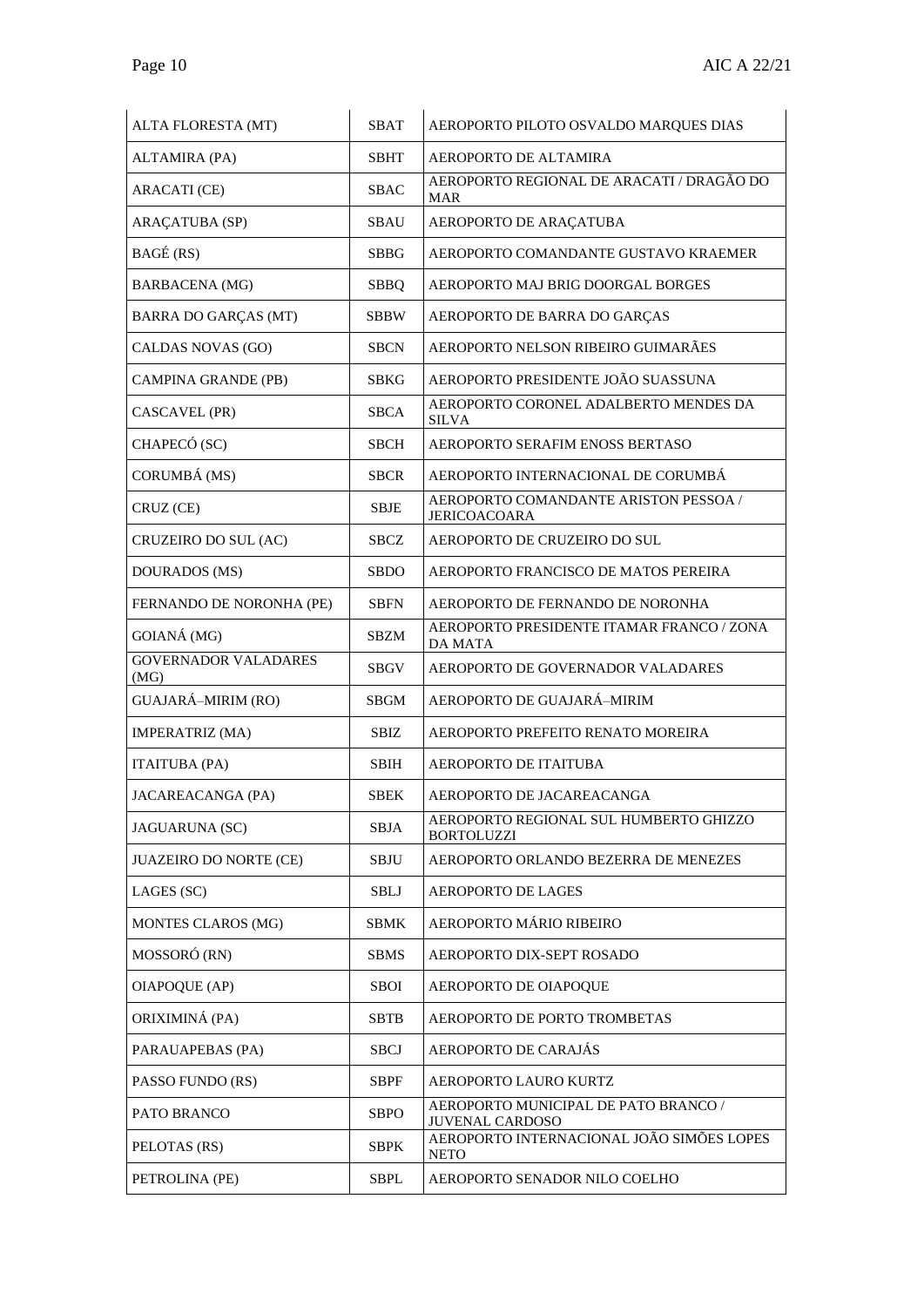| ALTA FLORESTA (MT) | SBAT | AEROPORTO PILOTO OSVALDO MARQUES DIAS |
|---|---|---|
| ALTAMIRA (PA) | SBHT | AEROPORTO DE ALTAMIRA |
| ARACATI (CE) | SBAC | AEROPORTO REGIONAL DE ARACATI / DRAGÃO DO MAR |
| ARAÇATUBA (SP) | SBAU | AEROPORTO DE ARAÇATUBA |
| BAGÉ (RS) | SBBG | AEROPORTO COMANDANTE GUSTAVO KRAEMER |
| BARBACENA (MG) | SBBQ | AEROPORTO MAJ BRIG DOORGAL BORGES |
| BARRA DO GARÇAS (MT) | SBBW | AEROPORTO DE BARRA DO GARÇAS |
| CALDAS NOVAS (GO) | SBCN | AEROPORTO NELSON RIBEIRO GUIMARÃES |
| CAMPINA GRANDE (PB) | SBKG | AEROPORTO PRESIDENTE JOÃO SUASSUNA |
| CASCAVEL (PR) | SBCA | AEROPORTO CORONEL ADALBERTO MENDES DA SILVA |
| CHAPECÓ (SC) | SBCH | AEROPORTO SERAFIM ENOSS BERTASO |
| CORUMBÁ (MS) | SBCR | AEROPORTO INTERNACIONAL DE CORUMBÁ |
| CRUZ (CE) | SBJE | AEROPORTO COMANDANTE ARISTON PESSOA / JERICOACOARA |
| CRUZEIRO DO SUL (AC) | SBCZ | AEROPORTO DE CRUZEIRO DO SUL |
| DOURADOS (MS) | SBDO | AEROPORTO FRANCISCO DE MATOS PEREIRA |
| FERNANDO DE NORONHA (PE) | SBFN | AEROPORTO DE FERNANDO DE NORONHA |
| GOIANÁ (MG) | SBZM | AEROPORTO PRESIDENTE ITAMAR FRANCO / ZONA DA MATA |
| GOVERNADOR VALADARES (MG) | SBGV | AEROPORTO DE GOVERNADOR VALADARES |
| GUAJARÁ–MIRIM (RO) | SBGM | AEROPORTO DE GUAJARÁ–MIRIM |
| IMPERATRIZ (MA) | SBIZ | AEROPORTO PREFEITO RENATO MOREIRA |
| ITAITUBA (PA) | SBIH | AEROPORTO DE ITAITUBA |
| JACAREACANGA (PA) | SBEK | AEROPORTO DE JACAREACANGA |
| JAGUARUNA (SC) | SBJA | AEROPORTO REGIONAL SUL HUMBERTO GHIZZO BORTOLUZZI |
| JUAZEIRO DO NORTE (CE) | SBJU | AEROPORTO ORLANDO BEZERRA DE MENEZES |
| LAGES (SC) | SBLJ | AEROPORTO DE LAGES |
| MONTES CLAROS (MG) | SBMK | AEROPORTO MÁRIO RIBEIRO |
| MOSSORÓ (RN) | SBMS | AEROPORTO DIX-SEPT ROSADO |
| OIAPOQUE (AP) | SBOI | AEROPORTO DE OIAPOQUE |
| ORIXIMINÁ (PA) | SBTB | AEROPORTO DE PORTO TROMBETAS |
| PARAUAPEBAS (PA) | SBCJ | AEROPORTO DE CARAJÁS |
| PASSO FUNDO (RS) | SBPF | AEROPORTO LAURO KURTZ |
| PATO BRANCO | SBPO | AEROPORTO MUNICIPAL DE PATO BRANCO / JUVENAL CARDOSO |
| PELOTAS (RS) | SBPK | AEROPORTO INTERNACIONAL JOÃO SIMÕES LOPES NETO |
| PETROLINA (PE) | SBPL | AEROPORTO SENADOR NILO COELHO |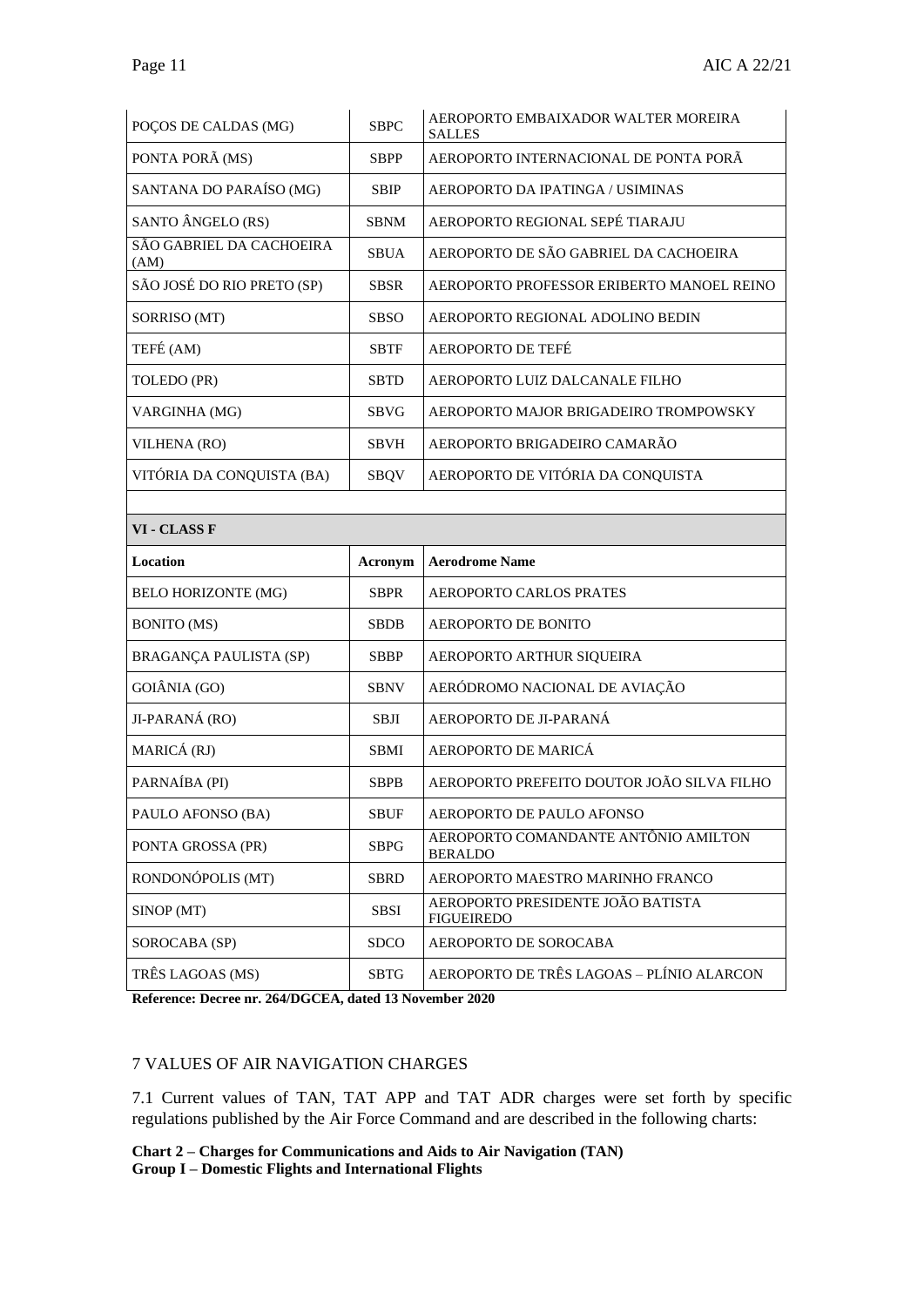| | | |
|---|---|---|
| POÇOS DE CALDAS (MG) | SBPC | AEROPORTO EMBAIXADOR WALTER MOREIRA SALLES |
| PONTA PORÃ (MS) | SBPP | AEROPORTO INTERNACIONAL DE PONTA PORÃ |
| SANTANA DO PARAÍSO (MG) | SBIP | AEROPORTO DA IPATINGA / USIMINAS |
| SANTO ÂNGELO (RS) | SBNM | AEROPORTO REGIONAL SEPÉ TIARAJU |
| SÃO GABRIEL DA CACHOEIRA (AM) | SBUA | AEROPORTO DE SÃO GABRIEL DA CACHOEIRA |
| SÃO JOSÉ DO RIO PRETO (SP) | SBSR | AEROPORTO PROFESSOR ERIBERTO MANOEL REINO |
| SORRISO (MT) | SBSO | AEROPORTO REGIONAL ADOLINO BEDIN |
| TEFÉ (AM) | SBTF | AEROPORTO DE TEFÉ |
| TOLEDO (PR) | SBTD | AEROPORTO LUIZ DALCANALE FILHO |
| VARGINHA (MG) | SBVG | AEROPORTO MAJOR BRIGADEIRO TROMPOWSKY |
| VILHENA (RO) | SBVH | AEROPORTO BRIGADEIRO CAMARÃO |
| VITÓRIA DA CONQUISTA (BA) | SBQV | AEROPORTO DE VITÓRIA DA CONQUISTA |

| **VI - CLASS F** | | |
|---|---|---|
| **Location** | **Acronym** | **Aerodrome Name** |
| BELO HORIZONTE (MG) | SBPR | AEROPORTO CARLOS PRATES |
| BONITO (MS) | SBDB | AEROPORTO DE BONITO |
| BRAGANÇA PAULISTA (SP) | SBBP | AEROPORTO ARTHUR SIQUEIRA |
| GOIÂNIA (GO) | SBNV | AERÓDROMO NACIONAL DE AVIAÇÃO |
| JI-PARANÁ (RO) | SBJI | AEROPORTO DE JI-PARANÁ |
| MARICÁ (RJ) | SBMI | AEROPORTO DE MARICÁ |
| PARNAÍBA (PI) | SBPB | AEROPORTO PREFEITO DOUTOR JOÃO SILVA FILHO |
| PAULO AFONSO (BA) | SBUF | AEROPORTO DE PAULO AFONSO |
| PONTA GROSSA (PR) | SBPG | AEROPORTO COMANDANTE ANTÔNIO AMILTON BERALDO |
| RONDONÓPOLIS (MT) | SBRD | AEROPORTO MAESTRO MARINHO FRANCO |
| SINOP (MT) | SBSI | AEROPORTO PRESIDENTE JOÃO BATISTA FIGUEIREDO |
| SOROCABA (SP) | SDCO | AEROPORTO DE SOROCABA |
| TRÊS LAGOAS (MS) | SBTG | AEROPORTO DE TRÊS LAGOAS – PLÍNIO ALARCON |

**Reference: Decree nr. 264/DGCEA, dated 13 November 2020**

## 7 VALUES OF AIR NAVIGATION CHARGES

7.1 Current values of TAN, TAT APP and TAT ADR charges were set forth by specific regulations published by the Air Force Command and are described in the following charts:

**Chart 2 – Charges for Communications and Aids to Air Navigation (TAN)**
**Group I – Domestic Flights and International Flights**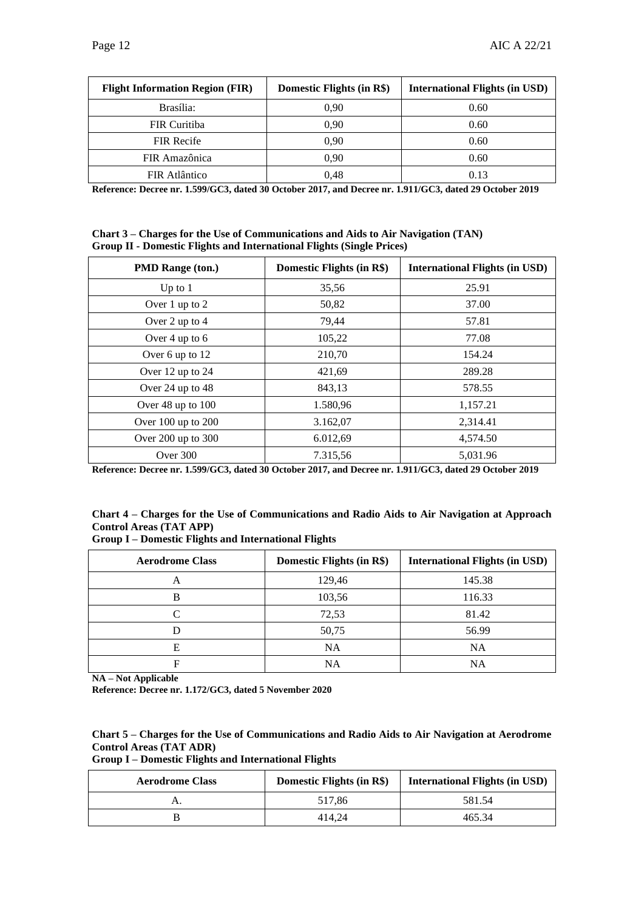| Flight Information Region (FIR) | Domestic Flights (in R$) | International Flights (in USD) |
|---|---|---|
| Brasília: | 0,90 | 0.60 |
| FIR Curitiba | 0,90 | 0.60 |
| FIR Recife | 0,90 | 0.60 |
| FIR Amazônica | 0,90 | 0.60 |
| FIR Atlântico | 0,48 | 0.13 |

**Reference: Decree nr. 1.599/GC3, dated 30 October 2017, and Decree nr. 1.911/GC3, dated 29 October 2019**

**Chart 3 – Charges for the Use of Communications and Aids to Air Navigation (TAN)**
**Group II - Domestic Flights and International Flights (Single Prices)**

| PMD Range (ton.) | Domestic Flights (in R$) | International Flights (in USD) |
|---|---|---|
| Up to 1 | 35,56 | 25.91 |
| Over 1 up to 2 | 50,82 | 37.00 |
| Over 2 up to 4 | 79,44 | 57.81 |
| Over 4 up to 6 | 105,22 | 77.08 |
| Over 6 up to 12 | 210,70 | 154.24 |
| Over 12 up to 24 | 421,69 | 289.28 |
| Over 24 up to 48 | 843,13 | 578.55 |
| Over 48 up to 100 | 1.580,96 | 1,157.21 |
| Over 100 up to 200 | 3.162,07 | 2,314.41 |
| Over 200 up to 300 | 6.012,69 | 4,574.50 |
| Over 300 | 7.315,56 | 5,031.96 |

**Reference: Decree nr. 1.599/GC3, dated 30 October 2017, and Decree nr. 1.911/GC3, dated 29 October 2019**

**Chart 4 – Charges for the Use of Communications and Radio Aids to Air Navigation at Approach Control Areas (TAT APP)**
**Group I – Domestic Flights and International Flights**

| Aerodrome Class | Domestic Flights (in R$) | International Flights (in USD) |
|---|---|---|
| A | 129,46 | 145.38 |
| B | 103,56 | 116.33 |
| C | 72,53 | 81.42 |
| D | 50,75 | 56.99 |
| E | NA | NA |
| F | NA | NA |

**NA – Not Applicable**
**Reference: Decree nr. 1.172/GC3, dated 5 November 2020**

**Chart 5 – Charges for the Use of Communications and Radio Aids to Air Navigation at Aerodrome Control Areas (TAT ADR)**
**Group I – Domestic Flights and International Flights**

| Aerodrome Class | Domestic Flights (in R$) | International Flights (in USD) |
|---|---|---|
| A. | 517,86 | 581.54 |
| B | 414,24 | 465.34 |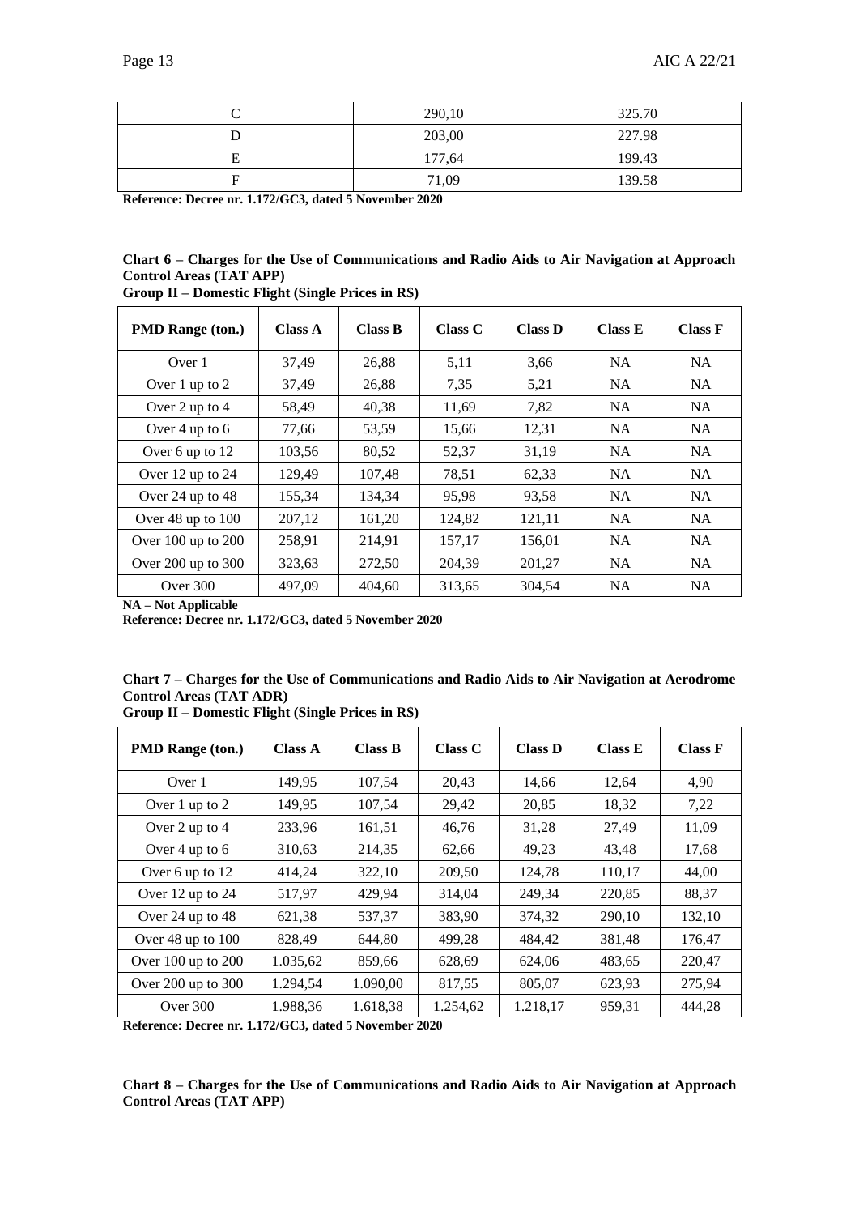| C | 290,10 | 325.70 |
|---|---|---|
| D | 203,00 | 227.98 |
| E | 177,64 | 199.43 |
| F | 71,09 | 139.58 |

**Reference: Decree nr. 1.172/GC3, dated 5 November 2020**

**Chart 6 – Charges for the Use of Communications and Radio Aids to Air Navigation at Approach Control Areas (TAT APP)**
**Group II – Domestic Flight (Single Prices in R$)**

| PMD Range (ton.) | Class A | Class B | Class C | Class D | Class E | Class F |
|---|---|---|---|---|---|---|
| Over 1 | 37,49 | 26,88 | 5,11 | 3,66 | NA | NA |
| Over 1 up to 2 | 37,49 | 26,88 | 7,35 | 5,21 | NA | NA |
| Over 2 up to 4 | 58,49 | 40,38 | 11,69 | 7,82 | NA | NA |
| Over 4 up to 6 | 77,66 | 53,59 | 15,66 | 12,31 | NA | NA |
| Over 6 up to 12 | 103,56 | 80,52 | 52,37 | 31,19 | NA | NA |
| Over 12 up to 24 | 129,49 | 107,48 | 78,51 | 62,33 | NA | NA |
| Over 24 up to 48 | 155,34 | 134,34 | 95,98 | 93,58 | NA | NA |
| Over 48 up to 100 | 207,12 | 161,20 | 124,82 | 121,11 | NA | NA |
| Over 100 up to 200 | 258,91 | 214,91 | 157,17 | 156,01 | NA | NA |
| Over 200 up to 300 | 323,63 | 272,50 | 204,39 | 201,27 | NA | NA |
| Over 300 | 497,09 | 404,60 | 313,65 | 304,54 | NA | NA |

**NA – Not Applicable**

**Reference: Decree nr. 1.172/GC3, dated 5 November 2020**

**Chart 7 – Charges for the Use of Communications and Radio Aids to Air Navigation at Aerodrome Control Areas (TAT ADR)**
**Group II – Domestic Flight (Single Prices in R$)**

| PMD Range (ton.) | Class A | Class B | Class C | Class D | Class E | Class F |
|---|---|---|---|---|---|---|
| Over 1 | 149,95 | 107,54 | 20,43 | 14,66 | 12,64 | 4,90 |
| Over 1 up to 2 | 149,95 | 107,54 | 29,42 | 20,85 | 18,32 | 7,22 |
| Over 2 up to 4 | 233,96 | 161,51 | 46,76 | 31,28 | 27,49 | 11,09 |
| Over 4 up to 6 | 310,63 | 214,35 | 62,66 | 49,23 | 43,48 | 17,68 |
| Over 6 up to 12 | 414,24 | 322,10 | 209,50 | 124,78 | 110,17 | 44,00 |
| Over 12 up to 24 | 517,97 | 429,94 | 314,04 | 249,34 | 220,85 | 88,37 |
| Over 24 up to 48 | 621,38 | 537,37 | 383,90 | 374,32 | 290,10 | 132,10 |
| Over 48 up to 100 | 828,49 | 644,80 | 499,28 | 484,42 | 381,48 | 176,47 |
| Over 100 up to 200 | 1.035,62 | 859,66 | 628,69 | 624,06 | 483,65 | 220,47 |
| Over 200 up to 300 | 1.294,54 | 1.090,00 | 817,55 | 805,07 | 623,93 | 275,94 |
| Over 300 | 1.988,36 | 1.618,38 | 1.254,62 | 1.218,17 | 959,31 | 444,28 |

**Reference: Decree nr. 1.172/GC3, dated 5 November 2020**

**Chart 8 – Charges for the Use of Communications and Radio Aids to Air Navigation at Approach Control Areas (TAT APP)**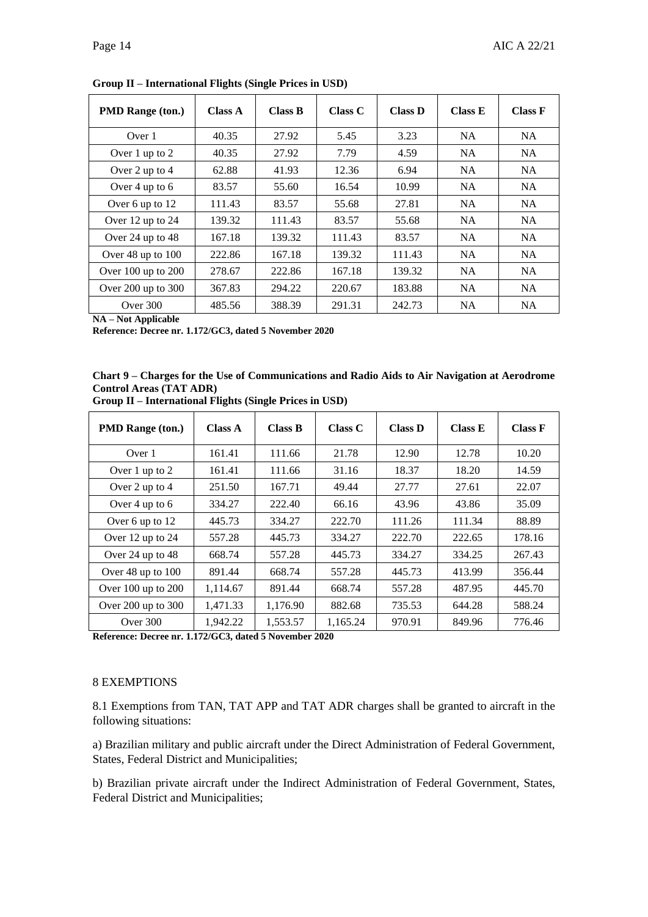**Group II – International Flights (Single Prices in USD)**

| PMD Range (ton.) | Class A | Class B | Class C | Class D | Class E | Class F |
|---|---|---|---|---|---|---|
| Over 1 | 40.35 | 27.92 | 5.45 | 3.23 | NA | NA |
| Over 1 up to 2 | 40.35 | 27.92 | 7.79 | 4.59 | NA | NA |
| Over 2 up to 4 | 62.88 | 41.93 | 12.36 | 6.94 | NA | NA |
| Over 4 up to 6 | 83.57 | 55.60 | 16.54 | 10.99 | NA | NA |
| Over 6 up to 12 | 111.43 | 83.57 | 55.68 | 27.81 | NA | NA |
| Over 12 up to 24 | 139.32 | 111.43 | 83.57 | 55.68 | NA | NA |
| Over 24 up to 48 | 167.18 | 139.32 | 111.43 | 83.57 | NA | NA |
| Over 48 up to 100 | 222.86 | 167.18 | 139.32 | 111.43 | NA | NA |
| Over 100 up to 200 | 278.67 | 222.86 | 167.18 | 139.32 | NA | NA |
| Over 200 up to 300 | 367.83 | 294.22 | 220.67 | 183.88 | NA | NA |
| Over 300 | 485.56 | 388.39 | 291.31 | 242.73 | NA | NA |

**NA – Not Applicable**

**Reference: Decree nr. 1.172/GC3, dated 5 November 2020**

**Chart 9 – Charges for the Use of Communications and Radio Aids to Air Navigation at Aerodrome Control Areas (TAT ADR)**

**Group II – International Flights (Single Prices in USD)**

| PMD Range (ton.) | Class A | Class B | Class C | Class D | Class E | Class F |
|---|---|---|---|---|---|---|
| Over 1 | 161.41 | 111.66 | 21.78 | 12.90 | 12.78 | 10.20 |
| Over 1 up to 2 | 161.41 | 111.66 | 31.16 | 18.37 | 18.20 | 14.59 |
| Over 2 up to 4 | 251.50 | 167.71 | 49.44 | 27.77 | 27.61 | 22.07 |
| Over 4 up to 6 | 334.27 | 222.40 | 66.16 | 43.96 | 43.86 | 35.09 |
| Over 6 up to 12 | 445.73 | 334.27 | 222.70 | 111.26 | 111.34 | 88.89 |
| Over 12 up to 24 | 557.28 | 445.73 | 334.27 | 222.70 | 222.65 | 178.16 |
| Over 24 up to 48 | 668.74 | 557.28 | 445.73 | 334.27 | 334.25 | 267.43 |
| Over 48 up to 100 | 891.44 | 668.74 | 557.28 | 445.73 | 413.99 | 356.44 |
| Over 100 up to 200 | 1,114.67 | 891.44 | 668.74 | 557.28 | 487.95 | 445.70 |
| Over 200 up to 300 | 1,471.33 | 1,176.90 | 882.68 | 735.53 | 644.28 | 588.24 |
| Over 300 | 1,942.22 | 1,553.57 | 1,165.24 | 970.91 | 849.96 | 776.46 |

**Reference: Decree nr. 1.172/GC3, dated 5 November 2020**

## 8 EXEMPTIONS

8.1 Exemptions from TAN, TAT APP and TAT ADR charges shall be granted to aircraft in the following situations:

a) Brazilian military and public aircraft under the Direct Administration of Federal Government, States, Federal District and Municipalities;

b) Brazilian private aircraft under the Indirect Administration of Federal Government, States, Federal District and Municipalities;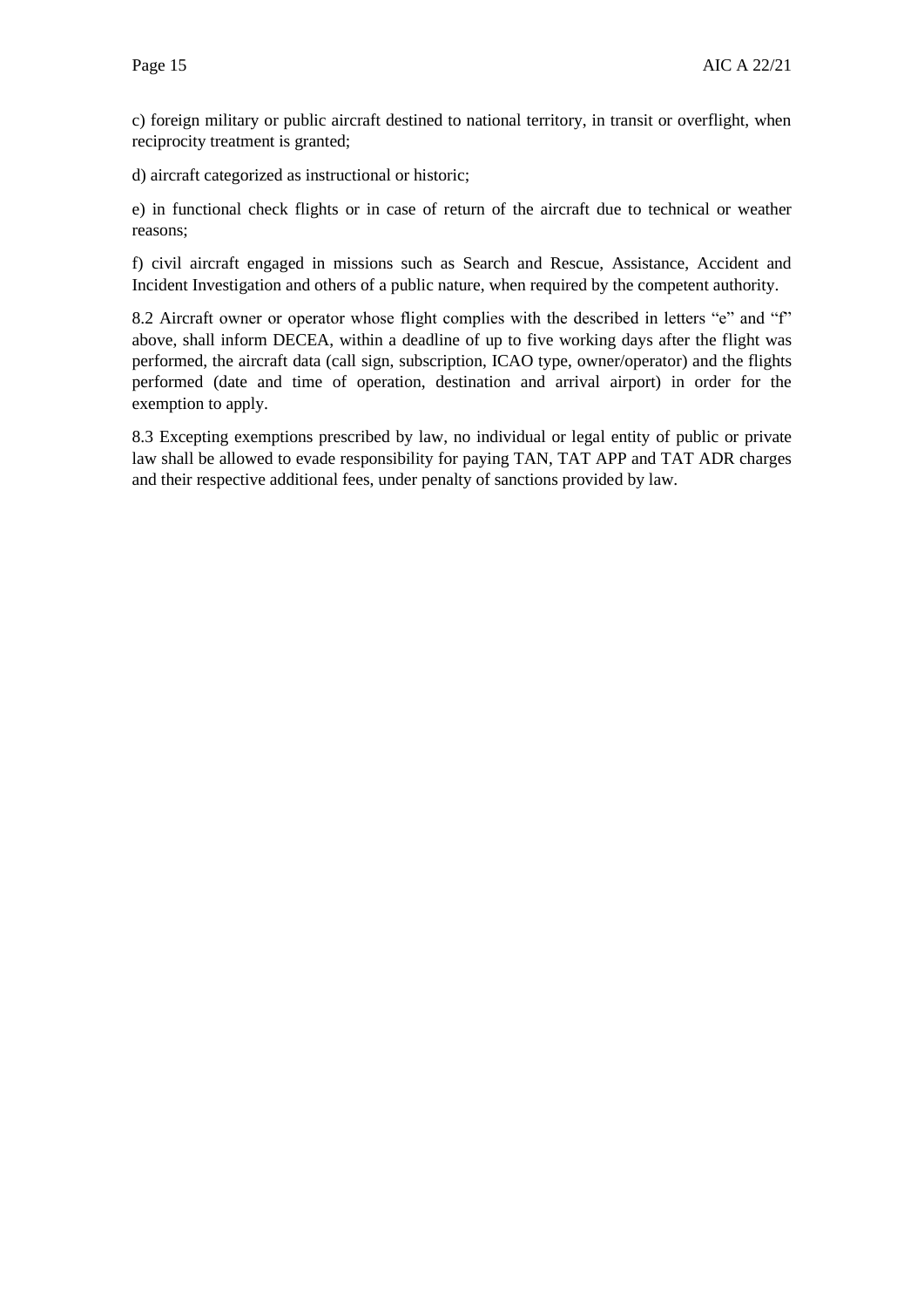c) foreign military or public aircraft destined to national territory, in transit or overflight, when reciprocity treatment is granted;

d) aircraft categorized as instructional or historic;

e) in functional check flights or in case of return of the aircraft due to technical or weather reasons;

f) civil aircraft engaged in missions such as Search and Rescue, Assistance, Accident and Incident Investigation and others of a public nature, when required by the competent authority.

8.2 Aircraft owner or operator whose flight complies with the described in letters "e" and "f" above, shall inform DECEA, within a deadline of up to five working days after the flight was performed, the aircraft data (call sign, subscription, ICAO type, owner/operator) and the flights performed (date and time of operation, destination and arrival airport) in order for the exemption to apply.

8.3 Excepting exemptions prescribed by law, no individual or legal entity of public or private law shall be allowed to evade responsibility for paying TAN, TAT APP and TAT ADR charges and their respective additional fees, under penalty of sanctions provided by law.